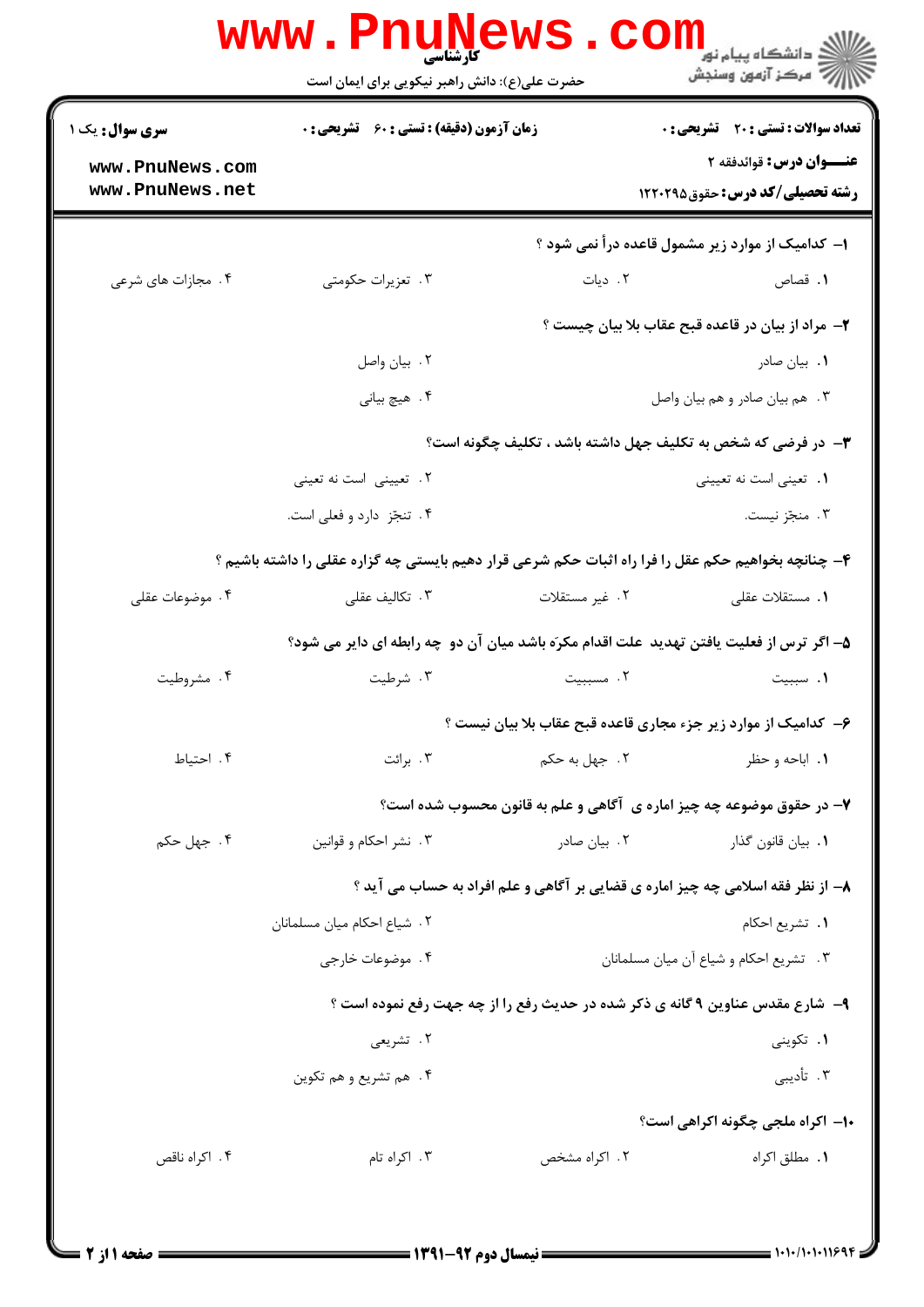کارشناسی

حضرت علی(ع): دانش راهبر نیکویی برای ایمان است

دانشگاه پیام نور
مرکز آزمون وسنجش

**سری سوال:** یک ۱

**زمان آزمون (دقیقه) : تستی : ۶۰ تشریحی : ۰**

**تعداد سوالات : تستی : ۲۰ تشریحی : ۰**

**عنـــوان درس:** قواعدفقه ۲

**رشته تحصیلی/کد درس:** حقوق۱۲۲۰۲۹۵

**۱- کدامیک از موارد زیر مشمول قاعده درأ نمی شود ؟**

۱. قصاص
۲. دیات
۳. تعزیرات حکومتی
۴. مجازات های شرعی

**۲- مراد از بیان در قاعده قبح عقاب بلا بیان چیست ؟**

۱. بیان صادر
۲. بیان واصل
۳. هم بیان صادر و هم بیان واصل
۴. هیچ بیانی

**۳- در فرضی که شخص به تکلیف جهل داشته باشد ، تکلیف چگونه است؟**

۱. تعینی است نه تعیینی
۲. تعیینی است نه تعینی
۳. منجّز نیست.
۴. تنجّز دارد و فعلی است.

**۴- چنانچه بخواهیم حکم عقل را فرا راه اثبات حکم شرعی قرار دهیم بایستی چه گزاره عقلی را داشته باشیم ؟**

۱. مستقلات عقلی
۲. غیر مستقلات
۳. تکالیف عقلی
۴. موضوعات عقلی

**۵- اگر ترس از فعلیت یافتن تهدید علت اقدام مکرّه باشد میان آن دو چه رابطه ای دایر می شود؟**

۱. سببیت
۲. مسببیت
۳. شرطیت
۴. مشروطیت

**۶- کدامیک از موارد زیر جزء مجاری قاعده قبح عقاب بلا بیان نیست ؟**

۱. اباحه و حظر
۲. جهل به حکم
۳. برائت
۴. احتیاط

**۷- در حقوق موضوعه چه چیز اماره ی آگاهی و علم به قانون محسوب شده است؟**

۱. بیان قانون گذار
۲. بیان صادر
۳. نشر احکام و قوانین
۴. جهل حکم

**۸- از نظر فقه اسلامی چه چیز اماره ی قضایی بر آگاهی و علم افراد به حساب می آید ؟**

۱. تشریع احکام
۲. شیاع احکام میان مسلمانان
۳. تشریع احکام و شیاع آن میان مسلمانان
۴. موضوعات خارجی

**۹- شارع مقدس عناوین ۹ گانه ی ذکر شده در حدیث رفع را از چه جهت رفع نموده است ؟**

۱. تکوینی
۲. تشریعی
۳. تأدیبی
۴. هم تشریع و هم تکوین

**۱۰- اکراه ملجی چگونه اکراهی است؟**

۱. مطلق اکراه
۲. اکراه مشخص
۳. اکراه تام
۴. اکراه ناقص

نیمسال دوم ۹۲-۱۳۹۱

۱۰۱۰/۱۰۱۰۱۱۶۹۴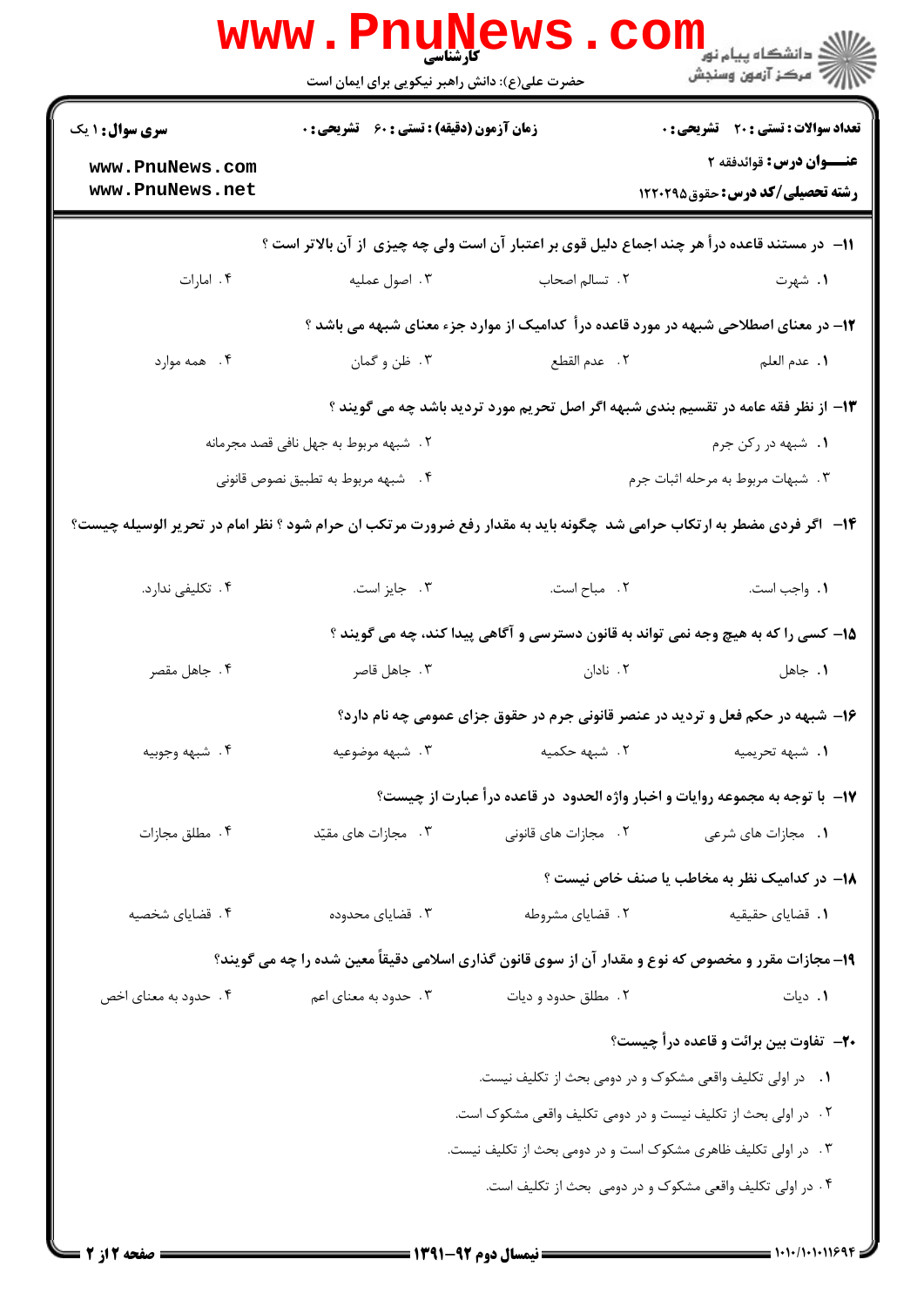**۱۱-** در مستند قاعده درأ هر چند اجماع دلیل قوی بر اعتبار آن است ولی چه چیزی از آن بالاتر است ؟

۱. شهرت
۲. تسالم اصحاب
۳. اصول عملیه
۴. امارات

**۱۲-** در معنای اصطلاحی شبهه در مورد قاعده درأ کدامیک از موارد جزء معنای شبهه می باشد ؟

۱. عدم العلم
۲. عدم القطع
۳. ظن و گمان
۴. همه موارد

**۱۳-** از نظر فقه عامه در تقسیم بندی شبهه اگر اصل تحریم مورد تردید باشد چه می گویند ؟

۱. شبهه در رکن جرم
۲. شبهه مربوط به جهل نافی قصد مجرمانه
۳. شبهات مربوط به مرحله اثبات جرم
۴. شبهه مربوط به تطبیق نصوص قانونی

**۱۴-** اگر فردی مضطر به ارتکاب حرامی شد چگونه باید به مقدار رفع ضرورت مرتکب ان حرام شود ؟ نظر امام در تحریر الوسیله چیست؟

۱. واجب است.
۲. مباح است.
۳. جایز است.
۴. تکلیفی ندارد.

**۱۵-** کسی را که به هیچ وجه نمی تواند به قانون دسترسی و آگاهی پیدا کند، چه می گویند ؟

۱. جاهل
۲. نادان
۳. جاهل قاصر
۴. جاهل مقصر

**۱۶-** شبهه در حکم فعل و تردید در عنصر قانونی جرم در حقوق جزای عمومی چه نام دارد؟

۱. شبهه تحریمیه
۲. شبهه حکمیه
۳. شبهه موضوعیه
۴. شبهه وجوبیه

**۱۷-** با توجه به مجموعه روایات و اخبار واژه الحدود در قاعده درأ عبارت از چیست؟

۱. مجازات های شرعی
۲. مجازات های قانونی
۳. مجازات های مقیّد
۴. مطلق مجازات

**۱۸-** در کدامیک نظر به مخاطب یا صنف خاص نیست ؟

۱. قضایای حقیقیه
۲. قضایای مشروطه
۳. قضایای محدوده
۴. قضایای شخصیه

**۱۹-** مجازات مقرر و مخصوص که نوع و مقدار آن از سوی قانون گذاری اسلامی دقیقاً معین شده را چه می گویند؟

۱. دیات
۲. مطلق حدود و دیات
۳. حدود به معنای اعم
۴. حدود به معنای اخص

**۲۰-** تفاوت بین برائت و قاعده درأ چیست؟

۱. در اولی تکلیف واقعی مشکوک و در دومی بحث از تکلیف نیست.
۲. در اولی بحث از تکلیف نیست و در دومی تکلیف واقعی مشکوک است.
۳. در اولی تکلیف ظاهری مشکوک است و در دومی بحث از تکلیف نیست.
۴. در اولی تکلیف واقعی مشکوک و در دومی بحث از تکلیف است.